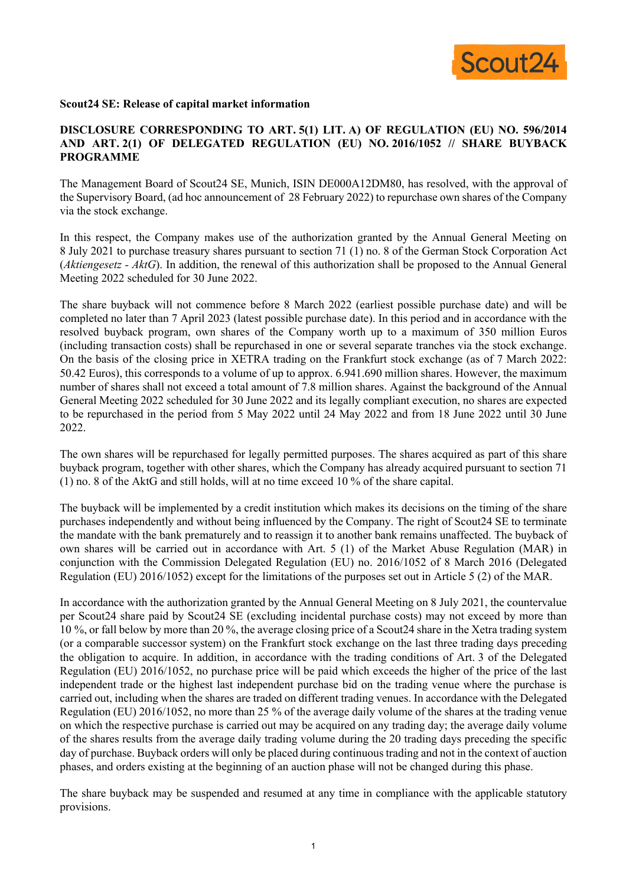**Scout24 SE: Release of capital market information**

**DISCLOSURE CORRESPONDING TO ART. 5(1) LIT. A) OF REGULATION (EU) NO. 596/2014 AND ART. 2(1) OF DELEGATED REGULATION (EU) NO. 2016/1052 // SHARE BUYBACK PROGRAMME**

The Management Board of Scout24 SE, Munich, ISIN DE000A12DM80, has resolved, with the approval of the Supervisory Board, (ad hoc announcement of 28 February 2022) to repurchase own shares of the Company via the stock exchange.

In this respect, the Company makes use of the authorization granted by the Annual General Meeting on 8 July 2021 to purchase treasury shares pursuant to section 71 (1) no. 8 of the German Stock Corporation Act (*Aktiengesetz - AktG*). In addition, the renewal of this authorization shall be proposed to the Annual General Meeting 2022 scheduled for 30 June 2022.

The share buyback will not commence before 8 March 2022 (earliest possible purchase date) and will be completed no later than 7 April 2023 (latest possible purchase date). In this period and in accordance with the resolved buyback program, own shares of the Company worth up to a maximum of 350 million Euros (including transaction costs) shall be repurchased in one or several separate tranches via the stock exchange. On the basis of the closing price in XETRA trading on the Frankfurt stock exchange (as of 7 March 2022: 50.42 Euros), this corresponds to a volume of up to approx. 6.941.690 million shares. However, the maximum number of shares shall not exceed a total amount of 7.8 million shares. Against the background of the Annual General Meeting 2022 scheduled for 30 June 2022 and its legally compliant execution, no shares are expected to be repurchased in the period from 5 May 2022 until 24 May 2022 and from 18 June 2022 until 30 June 2022.

The own shares will be repurchased for legally permitted purposes. The shares acquired as part of this share buyback program, together with other shares, which the Company has already acquired pursuant to section 71 (1) no. 8 of the AktG and still holds, will at no time exceed 10 % of the share capital.

The buyback will be implemented by a credit institution which makes its decisions on the timing of the share purchases independently and without being influenced by the Company. The right of Scout24 SE to terminate the mandate with the bank prematurely and to reassign it to another bank remains unaffected. The buyback of own shares will be carried out in accordance with Art. 5 (1) of the Market Abuse Regulation (MAR) in conjunction with the Commission Delegated Regulation (EU) no. 2016/1052 of 8 March 2016 (Delegated Regulation (EU) 2016/1052) except for the limitations of the purposes set out in Article 5 (2) of the MAR.

In accordance with the authorization granted by the Annual General Meeting on 8 July 2021, the countervalue per Scout24 share paid by Scout24 SE (excluding incidental purchase costs) may not exceed by more than 10 %, or fall below by more than 20 %, the average closing price of a Scout24 share in the Xetra trading system (or a comparable successor system) on the Frankfurt stock exchange on the last three trading days preceding the obligation to acquire. In addition, in accordance with the trading conditions of Art. 3 of the Delegated Regulation (EU) 2016/1052, no purchase price will be paid which exceeds the higher of the price of the last independent trade or the highest last independent purchase bid on the trading venue where the purchase is carried out, including when the shares are traded on different trading venues. In accordance with the Delegated Regulation (EU) 2016/1052, no more than 25 % of the average daily volume of the shares at the trading venue on which the respective purchase is carried out may be acquired on any trading day; the average daily volume of the shares results from the average daily trading volume during the 20 trading days preceding the specific day of purchase. Buyback orders will only be placed during continuous trading and not in the context of auction phases, and orders existing at the beginning of an auction phase will not be changed during this phase.

The share buyback may be suspended and resumed at any time in compliance with the applicable statutory provisions.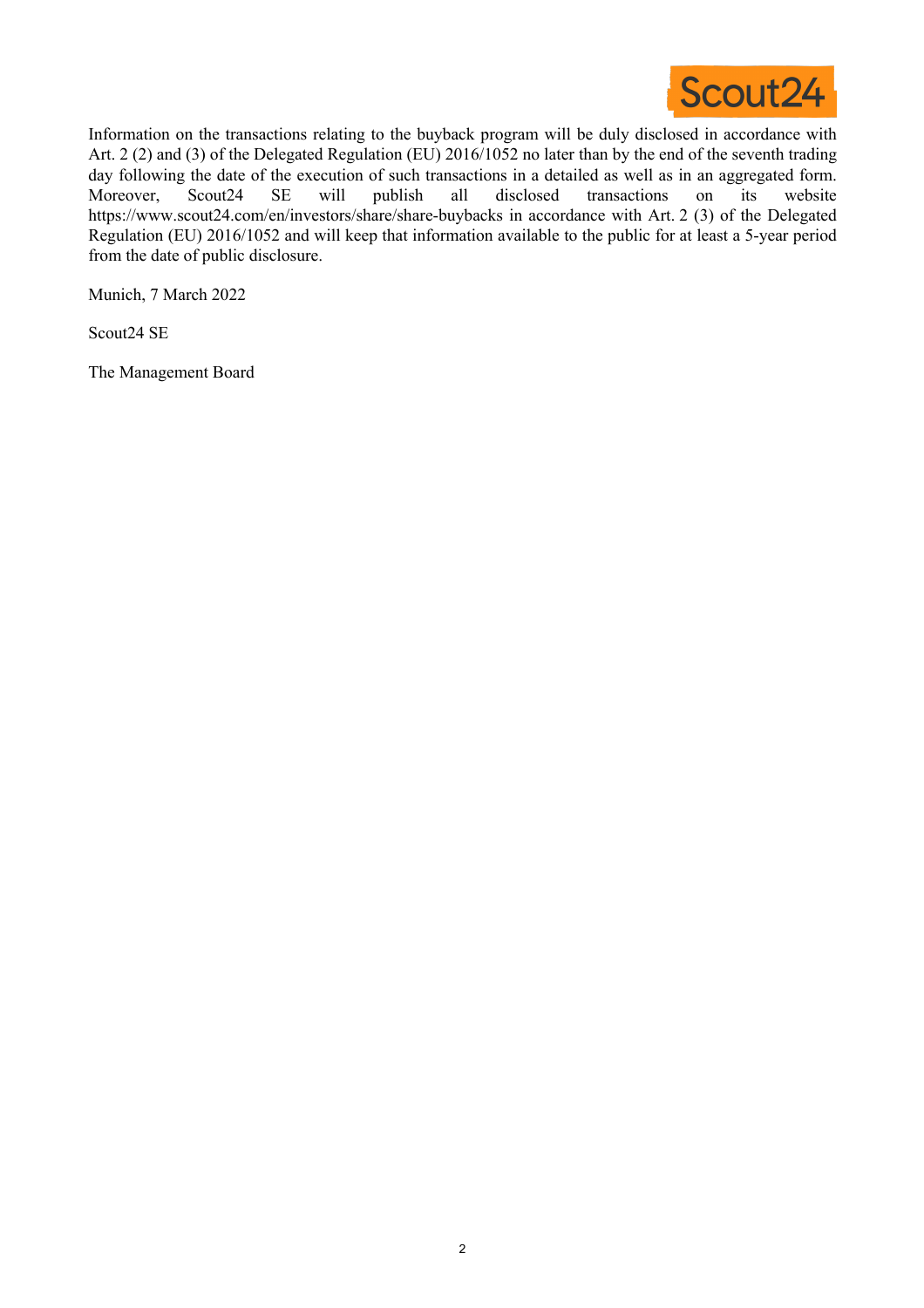Information on the transactions relating to the buyback program will be duly disclosed in accordance with Art. 2 (2) and (3) of the Delegated Regulation (EU) 2016/1052 no later than by the end of the seventh trading day following the date of the execution of such transactions in a detailed as well as in an aggregated form. Moreover, Scout24 SE will publish all disclosed transactions on its website https://www.scout24.com/en/investors/share/share-buybacks in accordance with Art. 2 (3) of the Delegated Regulation (EU) 2016/1052 and will keep that information available to the public for at least a 5-year period from the date of public disclosure.

Munich, 7 March 2022

Scout24 SE

The Management Board